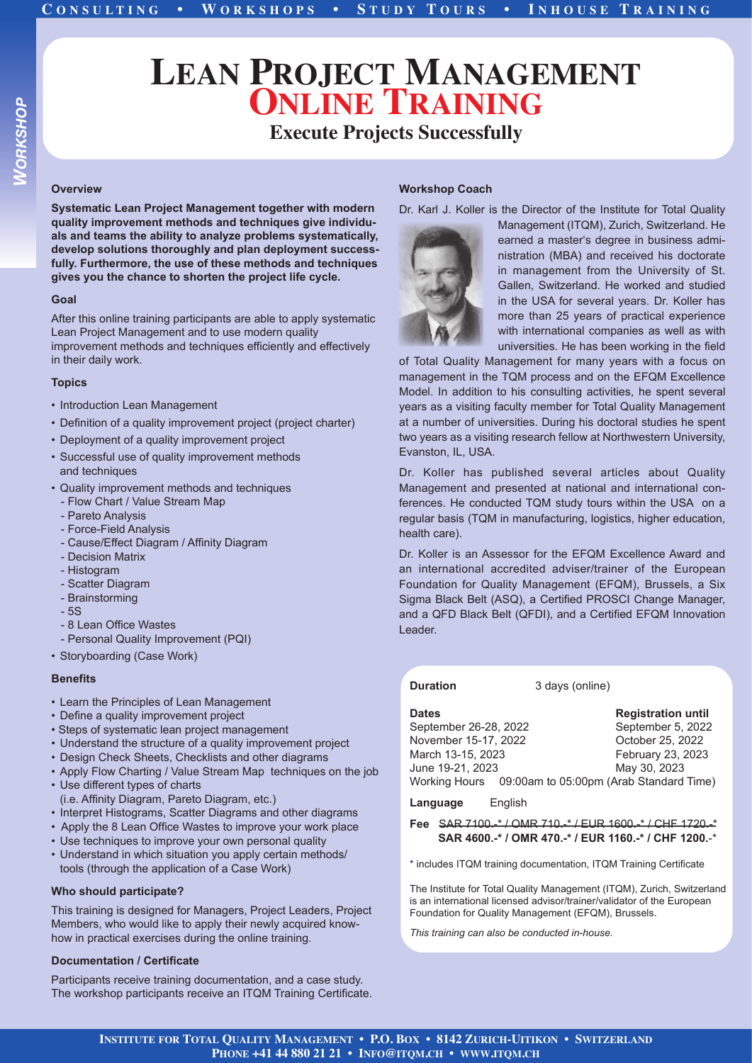# Lean Project Management
# Online Training

## Execute Projects Successfully

### Overview

**Systematic Lean Project Management together with modern quality improvement methods and techniques give individuals and teams the ability to analyze problems systematically, develop solutions thoroughly and plan deployment successfully. Furthermore, the use of these methods and techniques gives you the chance to shorten the project life cycle.**

### Goal

After this online training participants are able to apply systematic Lean Project Management and to use modern quality improvement methods and techniques efficiently and effectively in their daily work.

### Topics

- Introduction Lean Management
- Definition of a quality improvement project (project charter)
- Deployment of a quality improvement project
- Successful use of quality improvement methods and techniques
- Quality improvement methods and techniques
  - Flow Chart / Value Stream Map
  - Pareto Analysis
  - Force-Field Analysis
  - Cause/Effect Diagram / Affinity Diagram
  - Decision Matrix
  - Histogram
  - Scatter Diagram
  - Brainstorming
  - 5S
  - 8 Lean Office Wastes
  - Personal Quality Improvement (PQI)
- Storyboarding (Case Work)

### Benefits

- Learn the Principles of Lean Management
- Define a quality improvement project
- Steps of systematic lean project management
- Understand the structure of a quality improvement project
- Design Check Sheets, Checklists and other diagrams
- Apply Flow Charting / Value Stream Map techniques on the job
- Use different types of charts (i.e. Affinity Diagram, Pareto Diagram, etc.)
- Interpret Histograms, Scatter Diagrams and other diagrams
- Apply the 8 Lean Office Wastes to improve your work place
- Use techniques to improve your own personal quality
- Understand in which situation you apply certain methods/ tools (through the application of a Case Work)

### Who should participate?

This training is designed for Managers, Project Leaders, Project Members, who would like to apply their newly acquired know-how in practical exercises during the online training.

### Documentation / Certificate

Participants receive training documentation, and a case study. The workshop participants receive an ITQM Training Certificate.

### Workshop Coach

Dr. Karl J. Koller is the Director of the Institute for Total Quality Management (ITQM), Zurich, Switzerland. He earned a master's degree in business administration (MBA) and received his doctorate in management from the University of St. Gallen, Switzerland. He worked and studied in the USA for several years. Dr. Koller has more than 25 years of practical experience with international companies as well as with universities. He has been working in the field of Total Quality Management for many years with a focus on management in the TQM process and on the EFQM Excellence Model. In addition to his consulting activities, he spent several years as a visiting faculty member for Total Quality Management at a number of universities. During his doctoral studies he spent two years as a visiting research fellow at Northwestern University, Evanston, IL, USA.

Dr. Koller has published several articles about Quality Management and presented at national and international conferences. He conducted TQM study tours within the USA on a regular basis (TQM in manufacturing, logistics, higher education, health care).

Dr. Koller is an Assessor for the EFQM Excellence Award and an international accredited adviser/trainer of the European Foundation for Quality Management (EFQM), Brussels, a Six Sigma Black Belt (ASQ), a Certified PROSCI Change Manager, and a QFD Black Belt (QFDI), and a Certified EFQM Innovation Leader.

**Duration** 3 days (online)

| **Dates** | **Registration until** |
|---|---|
| September 26-28, 2022 | September 5, 2022 |
| November 15-17, 2022 | October 25, 2022 |
| March 13-15, 2023 | February 23, 2023 |
| June 19-21, 2023 | May 30, 2023 |

Working Hours 09:00am to 05:00pm (Arab Standard Time)

**Language** English

**Fee** ~~SAR 7100.-* / OMR 710.-* / EUR 1600.-* / CHF 1720.-*~~
**SAR 4600.-* / OMR 470.-* / EUR 1160.-* / CHF 1200.-***

* includes ITQM training documentation, ITQM Training Certificate

The Institute for Total Quality Management (ITQM), Zurich, Switzerland is an international licensed advisor/trainer/validator of the European Foundation for Quality Management (EFQM), Brussels.

*This training can also be conducted in-house.*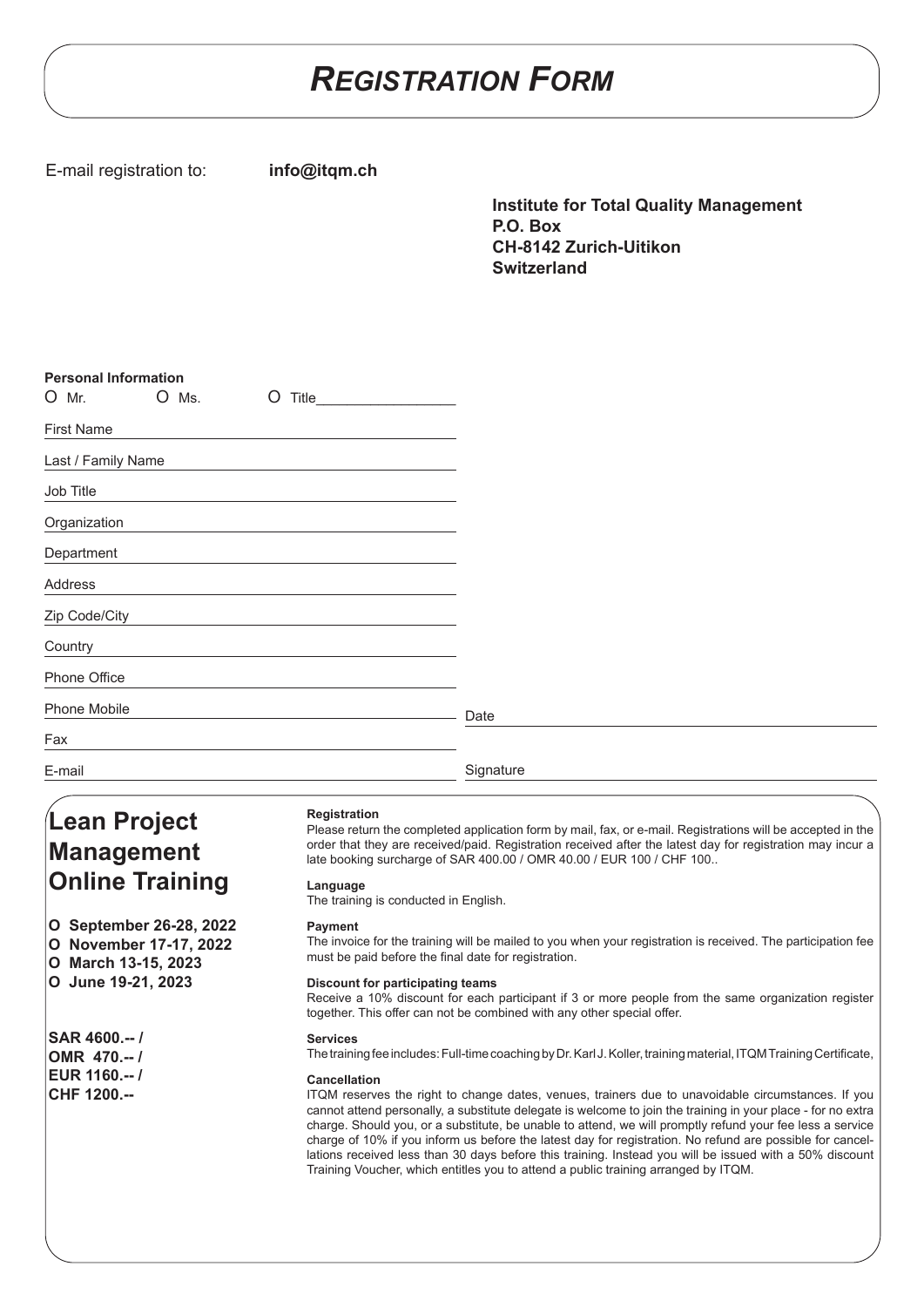# *REGISTRATION FORM*

E-mail registration to: **info@itqm.ch**

**Institute for Total Quality Management**
**P.O. Box**
**CHF-8142 Zurich-Uitikon**
**Switzerland**

**Personal Information**

O Mr. O Ms. O Title\_\_\_\_\_\_\_\_\_\_\_\_\_\_\_\_\_

First Name

Last / Family Name

Job Title

Organization

Department

Address

Zip Code/City

Country

Phone Office

Phone Mobile

Fax

E-mail

Date

Signature

## Lean Project Management Online Training

- **O September 26-28, 2022**
- **O November 17-17, 2022**
- **O March 13-15, 2023**
- **O June 19-21, 2023**

**SAR 4600.-- /**
**OMR 470.-- /**
**EUR 1160.-- /**
**CHF 1200.--**

**Registration**
Please return the completed application form by mail, fax, or e-mail. Registrations will be accepted in the order that they are received/paid. Registration received after the latest day for registration may incur a late booking surcharge of SAR 400.00 / OMR 40.00 / EUR 100 / CHF 100..

**Language**
The training is conducted in English.

**Payment**
The invoice for the training will be mailed to you when your registration is received. The participation fee must be paid before the final date for registration.

**Discount for participating teams**
Receive a 10% discount for each participant if 3 or more people from the same organization register together. This offer can not be combined with any other special offer.

**Services**
The training fee includes: Full-time coaching by Dr. Karl J. Koller, training material, ITQM Training Certificate,

**Cancellation**
ITQM reserves the right to change dates, venues, trainers due to unavoidable circumstances. If you cannot attend personally, a substitute delegate is welcome to join the training in your place - for no extra charge. Should you, or a substitute, be unable to attend, we will promptly refund your fee less a service charge of 10% if you inform us before the latest day for registration. No refund are possible for cancellations received less than 30 days before this training. Instead you will be issued with a 50% discount Training Voucher, which entitles you to attend a public training arranged by ITQM.